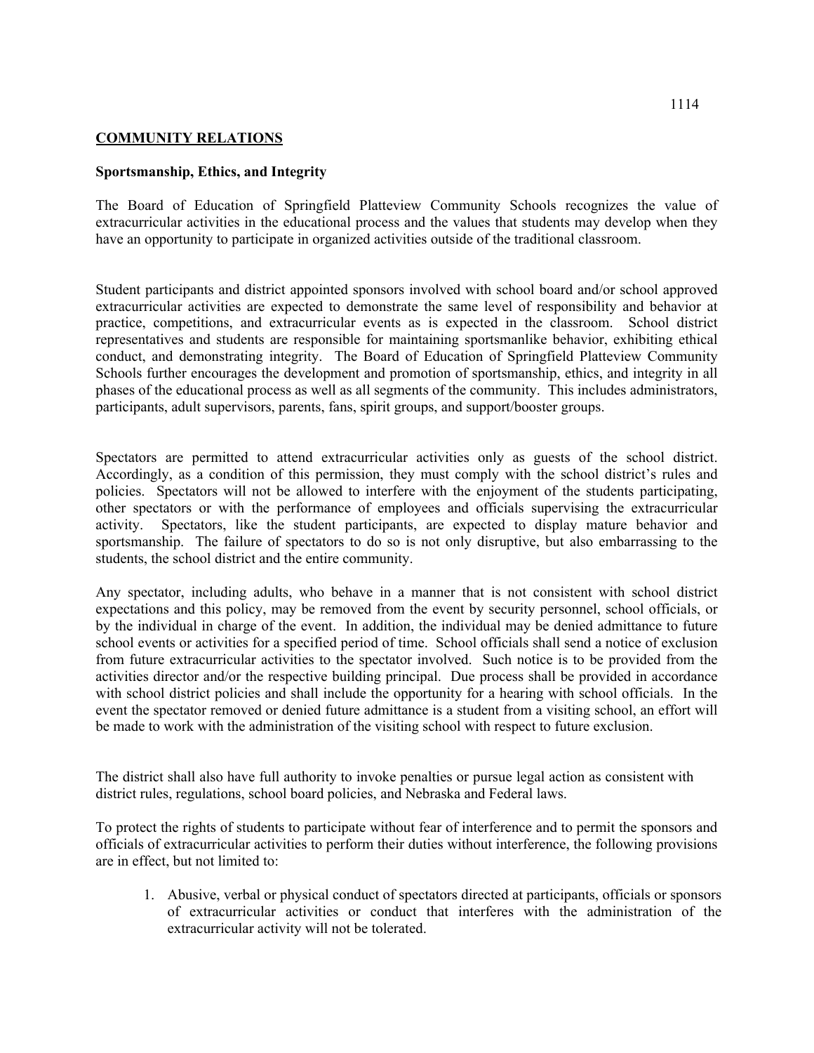## COMMUNITY RELATIONS

### Sportsmanship, Ethics, and Integrity

The Board of Education of Springfield Platteview Community Schools recognizes the value of extracurricular activities in the educational process and the values that students may develop when they have an opportunity to participate in organized activities outside of the traditional classroom.

Student participants and district appointed sponsors involved with school board and/or school approved extracurricular activities are expected to demonstrate the same level of responsibility and behavior at practice, competitions, and extracurricular events as is expected in the classroom. School district representatives and students are responsible for maintaining sportsmanlike behavior, exhibiting ethical conduct, and demonstrating integrity. The Board of Education of Springfield Platteview Community Schools further encourages the development and promotion of sportsmanship, ethics, and integrity in all phases of the educational process as well as all segments of the community. This includes administrators, participants, adult supervisors, parents, fans, spirit groups, and support/booster groups.

Spectators are permitted to attend extracurricular activities only as guests of the school district. Accordingly, as a condition of this permission, they must comply with the school district's rules and policies. Spectators will not be allowed to interfere with the enjoyment of the students participating, other spectators or with the performance of employees and officials supervising the extracurricular activity. Spectators, like the student participants, are expected to display mature behavior and sportsmanship. The failure of spectators to do so is not only disruptive, but also embarrassing to the students, the school district and the entire community.

Any spectator, including adults, who behave in a manner that is not consistent with school district expectations and this policy, may be removed from the event by security personnel, school officials, or by the individual in charge of the event. In addition, the individual may be denied admittance to future school events or activities for a specified period of time. School officials shall send a notice of exclusion from future extracurricular activities to the spectator involved. Such notice is to be provided from the activities director and/or the respective building principal. Due process shall be provided in accordance with school district policies and shall include the opportunity for a hearing with school officials. In the event the spectator removed or denied future admittance is a student from a visiting school, an effort will be made to work with the administration of the visiting school with respect to future exclusion.

The district shall also have full authority to invoke penalties or pursue legal action as consistent with district rules, regulations, school board policies, and Nebraska and Federal laws.

To protect the rights of students to participate without fear of interference and to permit the sponsors and officials of extracurricular activities to perform their duties without interference, the following provisions are in effect, but not limited to:

1. Abusive, verbal or physical conduct of spectators directed at participants, officials or sponsors of extracurricular activities or conduct that interferes with the administration of the extracurricular activity will not be tolerated.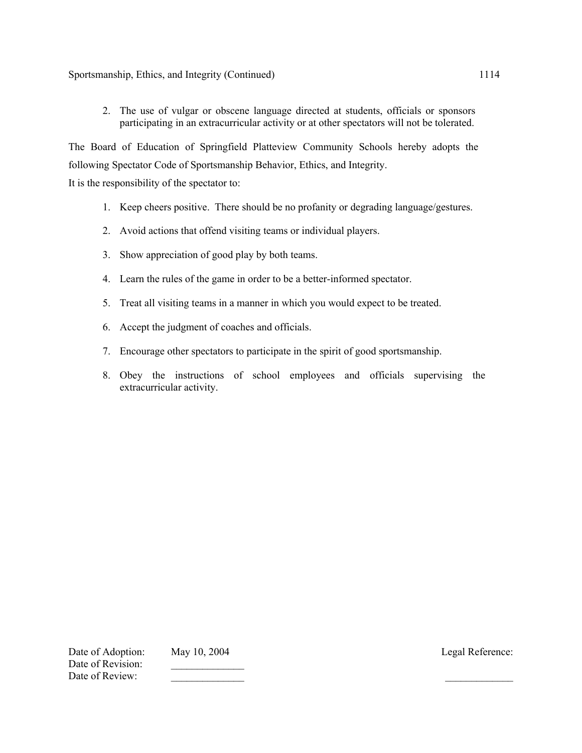2. The use of vulgar or obscene language directed at students, officials or sponsors participating in an extracurricular activity or at other spectators will not be tolerated.

The Board of Education of Springfield Platteview Community Schools hereby adopts the following Spectator Code of Sportsmanship Behavior, Ethics, and Integrity.

It is the responsibility of the spectator to:

1. Keep cheers positive. There should be no profanity or degrading language/gestures.
2. Avoid actions that offend visiting teams or individual players.
3. Show appreciation of good play by both teams.
4. Learn the rules of the game in order to be a better-informed spectator.
5. Treat all visiting teams in a manner in which you would expect to be treated.
6. Accept the judgment of coaches and officials.
7. Encourage other spectators to participate in the spirit of good sportsmanship.
8. Obey the instructions of school employees and officials supervising the extracurricular activity.

Date of Adoption: May 10, 2004
Date of Revision: ______________
Date of Review: ______________

Legal Reference: _____________